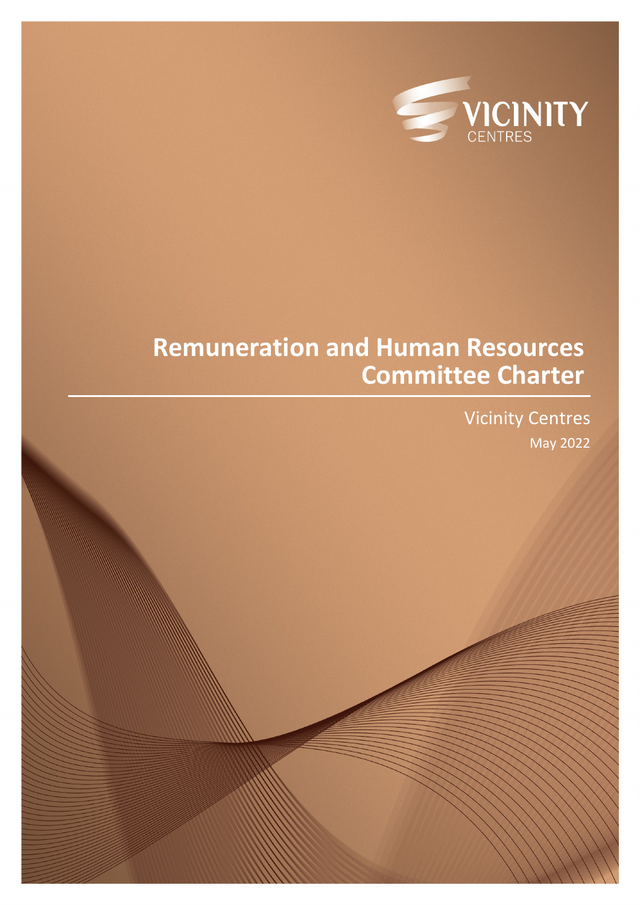VICINITY CENTRES

# Remuneration and Human Resources Committee Charter

Vicinity Centres

May 2022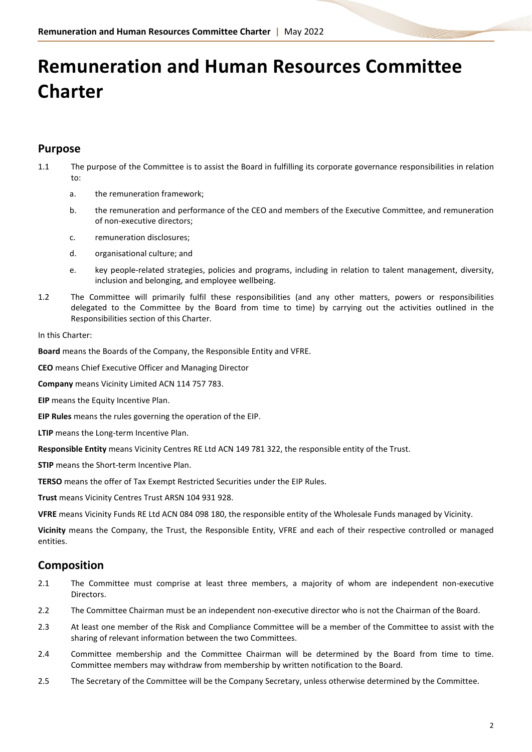# Remuneration and Human Resources Committee Charter

## Purpose

1.1 The purpose of the Committee is to assist the Board in fulfilling its corporate governance responsibilities in relation to:

  a. the remuneration framework;

  b. the remuneration and performance of the CEO and members of the Executive Committee, and remuneration of non-executive directors;

  c. remuneration disclosures;

  d. organisational culture; and

  e. key people-related strategies, policies and programs, including in relation to talent management, diversity, inclusion and belonging, and employee wellbeing.

1.2 The Committee will primarily fulfil these responsibilities (and any other matters, powers or responsibilities delegated to the Committee by the Board from time to time) by carrying out the activities outlined in the Responsibilities section of this Charter.

In this Charter:

**Board** means the Boards of the Company, the Responsible Entity and VFRE.

**CEO** means Chief Executive Officer and Managing Director

**Company** means Vicinity Limited ACN 114 757 783.

**EIP** means the Equity Incentive Plan.

**EIP Rules** means the rules governing the operation of the EIP.

**LTIP** means the Long-term Incentive Plan.

**Responsible Entity** means Vicinity Centres RE Ltd ACN 149 781 322, the responsible entity of the Trust.

**STIP** means the Short-term Incentive Plan.

**TERSO** means the offer of Tax Exempt Restricted Securities under the EIP Rules.

**Trust** means Vicinity Centres Trust ARSN 104 931 928.

**VFRE** means Vicinity Funds RE Ltd ACN 084 098 180, the responsible entity of the Wholesale Funds managed by Vicinity.

**Vicinity** means the Company, the Trust, the Responsible Entity, VFRE and each of their respective controlled or managed entities.

## Composition

2.1 The Committee must comprise at least three members, a majority of whom are independent non-executive Directors.

2.2 The Committee Chairman must be an independent non-executive director who is not the Chairman of the Board.

2.3 At least one member of the Risk and Compliance Committee will be a member of the Committee to assist with the sharing of relevant information between the two Committees.

2.4 Committee membership and the Committee Chairman will be determined by the Board from time to time. Committee members may withdraw from membership by written notification to the Board.

2.5 The Secretary of the Committee will be the Company Secretary, unless otherwise determined by the Committee.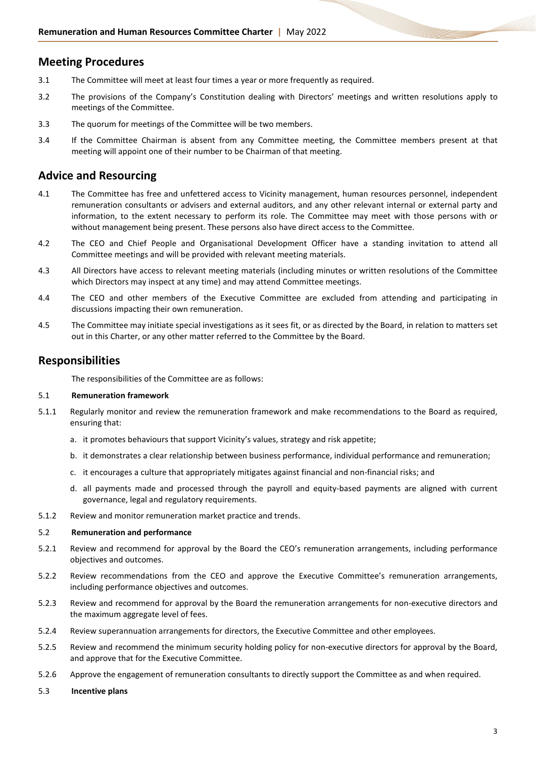## Meeting Procedures

3.1 The Committee will meet at least four times a year or more frequently as required.

3.2 The provisions of the Company's Constitution dealing with Directors' meetings and written resolutions apply to meetings of the Committee.

3.3 The quorum for meetings of the Committee will be two members.

3.4 If the Committee Chairman is absent from any Committee meeting, the Committee members present at that meeting will appoint one of their number to be Chairman of that meeting.

## Advice and Resourcing

4.1 The Committee has free and unfettered access to Vicinity management, human resources personnel, independent remuneration consultants or advisers and external auditors, and any other relevant internal or external party and information, to the extent necessary to perform its role. The Committee may meet with those persons with or without management being present. These persons also have direct access to the Committee.

4.2 The CEO and Chief People and Organisational Development Officer have a standing invitation to attend all Committee meetings and will be provided with relevant meeting materials.

4.3 All Directors have access to relevant meeting materials (including minutes or written resolutions of the Committee which Directors may inspect at any time) and may attend Committee meetings.

4.4 The CEO and other members of the Executive Committee are excluded from attending and participating in discussions impacting their own remuneration.

4.5 The Committee may initiate special investigations as it sees fit, or as directed by the Board, in relation to matters set out in this Charter, or any other matter referred to the Committee by the Board.

## Responsibilities

The responsibilities of the Committee are as follows:

5.1 **Remuneration framework**

5.1.1 Regularly monitor and review the remuneration framework and make recommendations to the Board as required, ensuring that:

a. it promotes behaviours that support Vicinity's values, strategy and risk appetite;

b. it demonstrates a clear relationship between business performance, individual performance and remuneration;

c. it encourages a culture that appropriately mitigates against financial and non-financial risks; and

d. all payments made and processed through the payroll and equity-based payments are aligned with current governance, legal and regulatory requirements.

5.1.2 Review and monitor remuneration market practice and trends.

5.2 **Remuneration and performance**

5.2.1 Review and recommend for approval by the Board the CEO's remuneration arrangements, including performance objectives and outcomes.

5.2.2 Review recommendations from the CEO and approve the Executive Committee's remuneration arrangements, including performance objectives and outcomes.

5.2.3 Review and recommend for approval by the Board the remuneration arrangements for non-executive directors and the maximum aggregate level of fees.

5.2.4 Review superannuation arrangements for directors, the Executive Committee and other employees.

5.2.5 Review and recommend the minimum security holding policy for non-executive directors for approval by the Board, and approve that for the Executive Committee.

5.2.6 Approve the engagement of remuneration consultants to directly support the Committee as and when required.

5.3 **Incentive plans**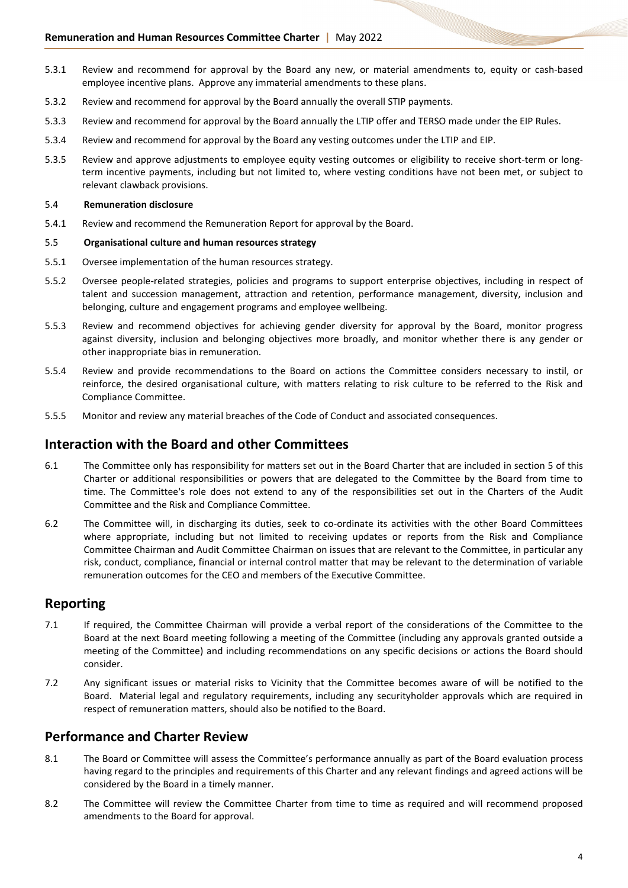5.3.1 Review and recommend for approval by the Board any new, or material amendments to, equity or cash-based employee incentive plans. Approve any immaterial amendments to these plans.

5.3.2 Review and recommend for approval by the Board annually the overall STIP payments.

5.3.3 Review and recommend for approval by the Board annually the LTIP offer and TERSO made under the EIP Rules.

5.3.4 Review and recommend for approval by the Board any vesting outcomes under the LTIP and EIP.

5.3.5 Review and approve adjustments to employee equity vesting outcomes or eligibility to receive short-term or long-term incentive payments, including but not limited to, where vesting conditions have not been met, or subject to relevant clawback provisions.

5.4 **Remuneration disclosure**

5.4.1 Review and recommend the Remuneration Report for approval by the Board.

5.5 **Organisational culture and human resources strategy**

5.5.1 Oversee implementation of the human resources strategy.

5.5.2 Oversee people-related strategies, policies and programs to support enterprise objectives, including in respect of talent and succession management, attraction and retention, performance management, diversity, inclusion and belonging, culture and engagement programs and employee wellbeing.

5.5.3 Review and recommend objectives for achieving gender diversity for approval by the Board, monitor progress against diversity, inclusion and belonging objectives more broadly, and monitor whether there is any gender or other inappropriate bias in remuneration.

5.5.4 Review and provide recommendations to the Board on actions the Committee considers necessary to instil, or reinforce, the desired organisational culture, with matters relating to risk culture to be referred to the Risk and Compliance Committee.

5.5.5 Monitor and review any material breaches of the Code of Conduct and associated consequences.

## Interaction with the Board and other Committees

6.1 The Committee only has responsibility for matters set out in the Board Charter that are included in section 5 of this Charter or additional responsibilities or powers that are delegated to the Committee by the Board from time to time. The Committee's role does not extend to any of the responsibilities set out in the Charters of the Audit Committee and the Risk and Compliance Committee.

6.2 The Committee will, in discharging its duties, seek to co-ordinate its activities with the other Board Committees where appropriate, including but not limited to receiving updates or reports from the Risk and Compliance Committee Chairman and Audit Committee Chairman on issues that are relevant to the Committee, in particular any risk, conduct, compliance, financial or internal control matter that may be relevant to the determination of variable remuneration outcomes for the CEO and members of the Executive Committee.

## Reporting

7.1 If required, the Committee Chairman will provide a verbal report of the considerations of the Committee to the Board at the next Board meeting following a meeting of the Committee (including any approvals granted outside a meeting of the Committee) and including recommendations on any specific decisions or actions the Board should consider.

7.2 Any significant issues or material risks to Vicinity that the Committee becomes aware of will be notified to the Board. Material legal and regulatory requirements, including any securityholder approvals which are required in respect of remuneration matters, should also be notified to the Board.

## Performance and Charter Review

8.1 The Board or Committee will assess the Committee's performance annually as part of the Board evaluation process having regard to the principles and requirements of this Charter and any relevant findings and agreed actions will be considered by the Board in a timely manner.

8.2 The Committee will review the Committee Charter from time to time as required and will recommend proposed amendments to the Board for approval.